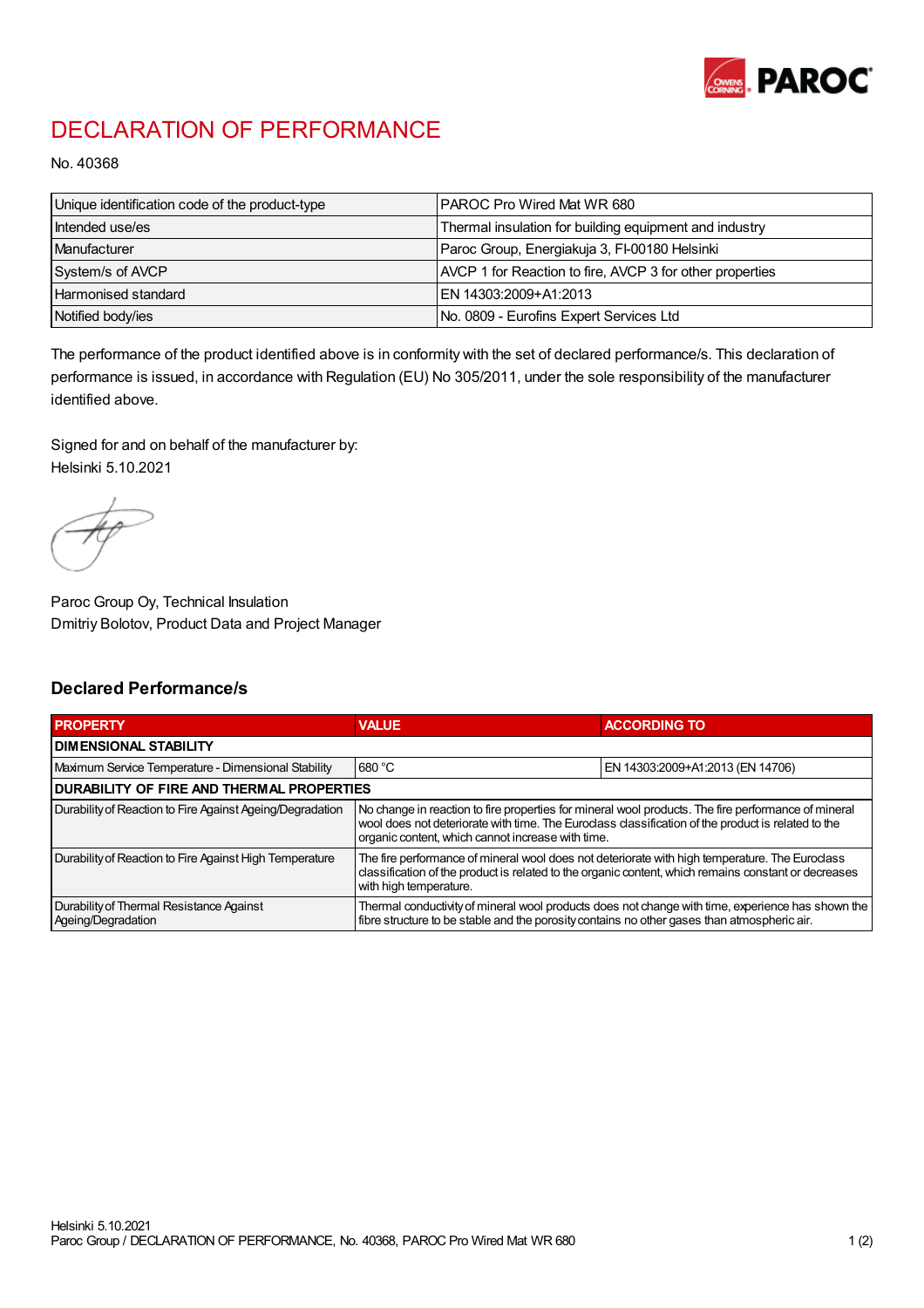# DECLARATION OF PERFORMANCE

No. 40368

| Unique identification code of the product-type | PAROC Pro Wired Mat WR 680 |
|---|---|
| Intended use/es | Thermal insulation for building equipment and industry |
| Manufacturer | Paroc Group, Energiakuja 3, FI-00180 Helsinki |
| System/s of AVCP | AVCP 1 for Reaction to fire, AVCP 3 for other properties |
| Harmonised standard | EN 14303:2009+A1:2013 |
| Notified body/ies | No. 0809 - Eurofins Expert Services Ltd |

The performance of the product identified above is in conformity with the set of declared performance/s. This declaration of performance is issued, in accordance with Regulation (EU) No 305/2011, under the sole responsibility of the manufacturer identified above.

Signed for and on behalf of the manufacturer by:
Helsinki 5.10.2021

Paroc Group Oy, Technical Insulation
Dmitriy Bolotov, Product Data and Project Manager

## Declared Performance/s

| PROPERTY | VALUE | ACCORDING TO |
|---|---|---|
| **DIMENSIONAL STABILITY** | | |
| Maximum Service Temperature - Dimensional Stability | 680 °C | EN 14303:2009+A1:2013 (EN 14706) |
| **DURABILITY OF FIRE AND THERMAL PROPERTIES** | | |
| Durability of Reaction to Fire Against Ageing/Degradation | No change in reaction to fire properties for mineral wool products. The fire performance of mineral wool does not deteriorate with time. The Euroclass classification of the product is related to the organic content, which cannot increase with time. | |
| Durability of Reaction to Fire Against High Temperature | The fire performance of mineral wool does not deteriorate with high temperature. The Euroclass classification of the product is related to the organic content, which remains constant or decreases with high temperature. | |
| Durability of Thermal Resistance Against Ageing/Degradation | Thermal conductivity of mineral wool products does not change with time, experience has shown the fibre structure to be stable and the porosity contains no other gases than atmospheric air. | |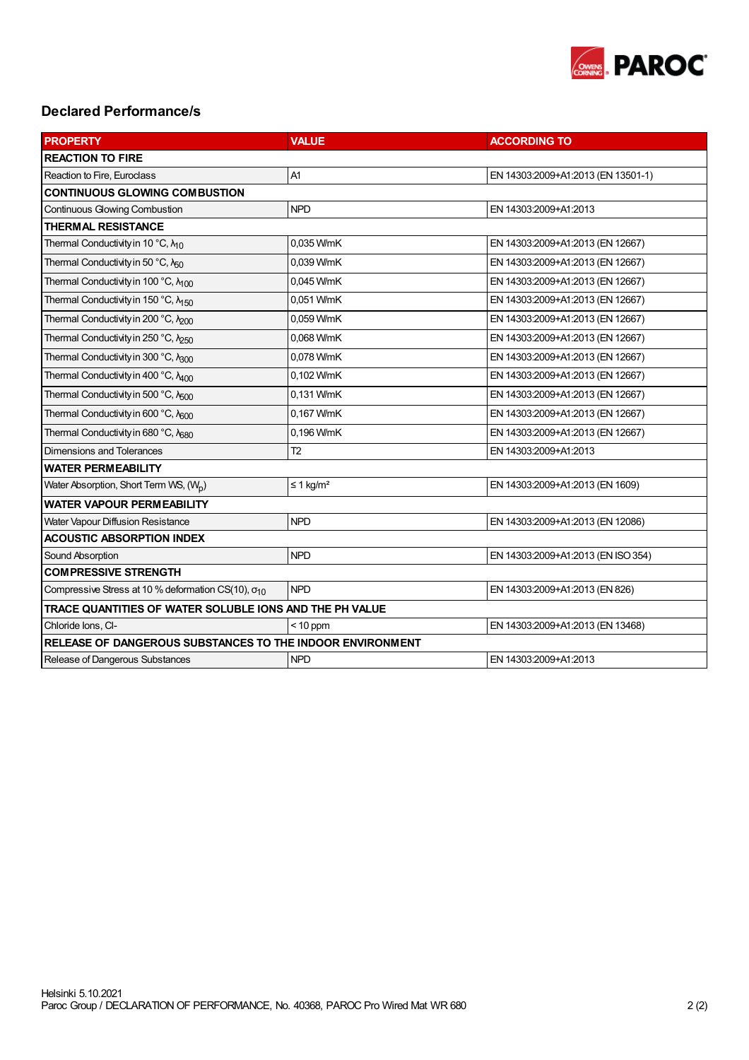## Declared Performance/s

| PROPERTY | VALUE | ACCORDING TO |
|---|---|---|
| **REACTION TO FIRE** | | |
| Reaction to Fire, Euroclass | A1 | EN 14303:2009+A1:2013 (EN 13501-1) |
| **CONTINUOUS GLOWING COMBUSTION** | | |
| Continuous Glowing Combustion | NPD | EN 14303:2009+A1:2013 |
| **THERMAL RESISTANCE** | | |
| Thermal Conductivity in 10 °C, $\lambda_{10}$ | 0,035 W/mK | EN 14303:2009+A1:2013 (EN 12667) |
| Thermal Conductivity in 50 °C, $\lambda_{50}$ | 0,039 W/mK | EN 14303:2009+A1:2013 (EN 12667) |
| Thermal Conductivity in 100 °C, $\lambda_{100}$ | 0,045 W/mK | EN 14303:2009+A1:2013 (EN 12667) |
| Thermal Conductivity in 150 °C, $\lambda_{150}$ | 0,051 W/mK | EN 14303:2009+A1:2013 (EN 12667) |
| Thermal Conductivity in 200 °C, $\lambda_{200}$ | 0,059 W/mK | EN 14303:2009+A1:2013 (EN 12667) |
| Thermal Conductivity in 250 °C, $\lambda_{250}$ | 0,068 W/mK | EN 14303:2009+A1:2013 (EN 12667) |
| Thermal Conductivity in 300 °C, $\lambda_{300}$ | 0,078 W/mK | EN 14303:2009+A1:2013 (EN 12667) |
| Thermal Conductivity in 400 °C, $\lambda_{400}$ | 0,102 W/mK | EN 14303:2009+A1:2013 (EN 12667) |
| Thermal Conductivity in 500 °C, $\lambda_{500}$ | 0,131 W/mK | EN 14303:2009+A1:2013 (EN 12667) |
| Thermal Conductivity in 600 °C, $\lambda_{600}$ | 0,167 W/mK | EN 14303:2009+A1:2013 (EN 12667) |
| Thermal Conductivity in 680 °C, $\lambda_{680}$ | 0,196 W/mK | EN 14303:2009+A1:2013 (EN 12667) |
| Dimensions and Tolerances | T2 | EN 14303:2009+A1:2013 |
| **WATER PERMEABILITY** | | |
| Water Absorption, Short Term WS, ($W_p$) | ≤ 1 kg/m² | EN 14303:2009+A1:2013 (EN 1609) |
| **WATER VAPOUR PERMEABILITY** | | |
| Water Vapour Diffusion Resistance | NPD | EN 14303:2009+A1:2013 (EN 12086) |
| **ACOUSTIC ABSORPTION INDEX** | | |
| Sound Absorption | NPD | EN 14303:2009+A1:2013 (EN ISO 354) |
| **COMPRESSIVE STRENGTH** | | |
| Compressive Stress at 10 % deformation CS(10), $\sigma_{10}$ | NPD | EN 14303:2009+A1:2013 (EN 826) |
| **TRACE QUANTITIES OF WATER SOLUBLE IONS AND THE PH VALUE** | | |
| Chloride Ions, Cl- | < 10 ppm | EN 14303:2009+A1:2013 (EN 13468) |
| **RELEASE OF DANGEROUS SUBSTANCES TO THE INDOOR ENVIRONMENT** | | |
| Release of Dangerous Substances | NPD | EN 14303:2009+A1:2013 |

Helsinki 5.10.2021
Paroc Group / DECLARATION OF PERFORMANCE, No. 40368, PAROC Pro Wired Mat WR 680